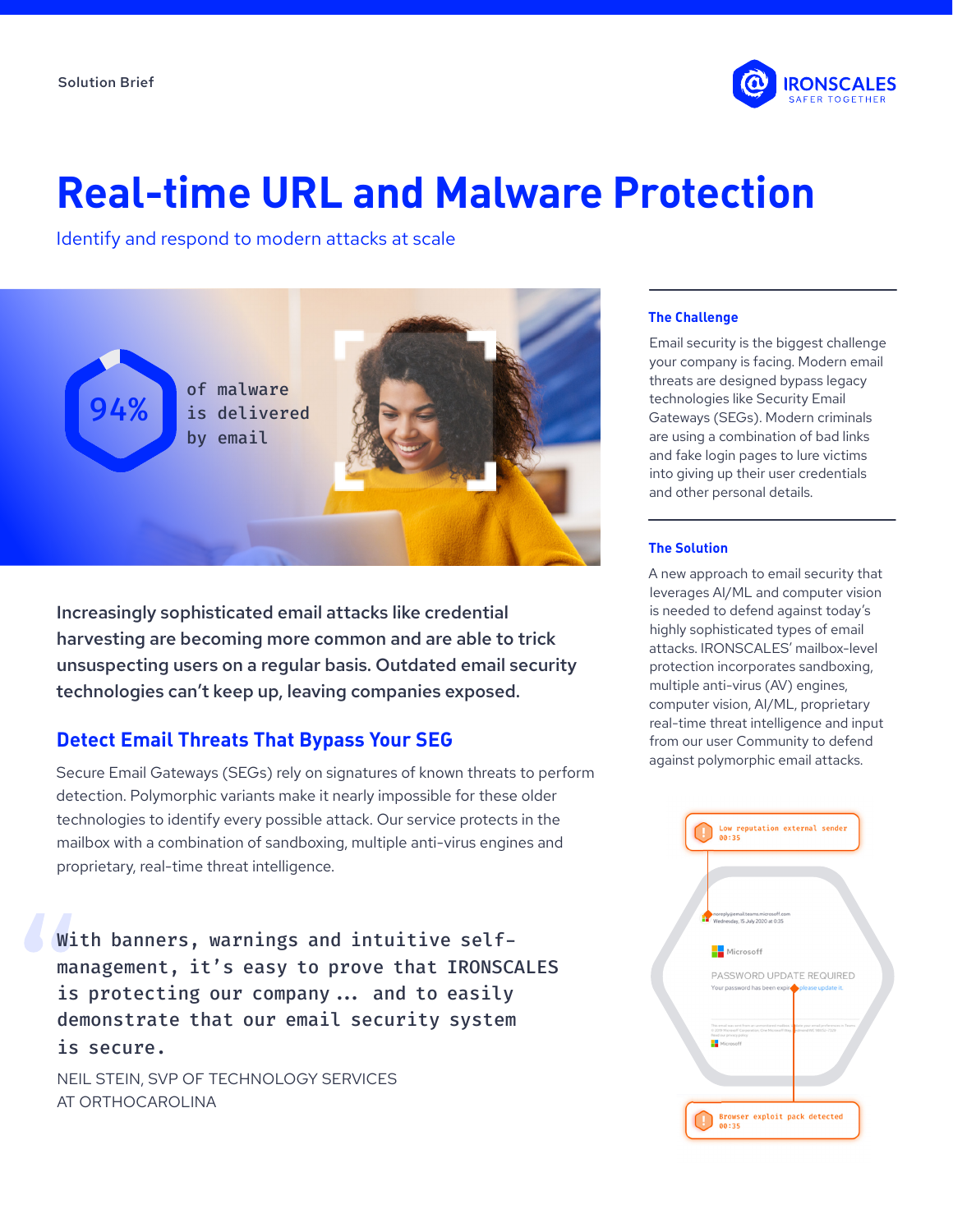Solution Brief

# Real-time URL and Malware Protection

Identify and respond to modern attacks at scale

94% of malware is delivered by email

**Increasingly sophisticated email attacks like credential harvesting are becoming more common and are able to trick unsuspecting users on a regular basis. Outdated email security technologies can't keep up, leaving companies exposed.**

## Detect Email Threats That Bypass Your SEG

Secure Email Gateways (SEGs) rely on signatures of known threats to perform detection. Polymorphic variants make it nearly impossible for these older technologies to identify every possible attack. Our service protects in the mailbox with a combination of sandboxing, multiple anti-virus engines and proprietary, real-time threat intelligence.

> With banners, warnings and intuitive self-management, it's easy to prove that IRONSCALES is protecting our company ... and to easily demonstrate that our email security system is secure.

NEIL STEIN, SVP OF TECHNOLOGY SERVICES AT ORTHOCAROLINA

### The Challenge

Email security is the biggest challenge your company is facing. Modern email threats are designed bypass legacy technologies like Security Email Gateways (SEGs). Modern criminals are using a combination of bad links and fake login pages to lure victims into giving up their user credentials and other personal details.

### The Solution

A new approach to email security that leverages AI/ML and computer vision is needed to defend against today's highly sophisticated types of email attacks. IRONSCALES' mailbox-level protection incorporates sandboxing, multiple anti-virus (AV) engines, computer vision, AI/ML, proprietary real-time threat intelligence and input from our user Community to defend against polymorphic email attacks.

Low reputation external sender 00:35

Browser exploit pack detected 00:35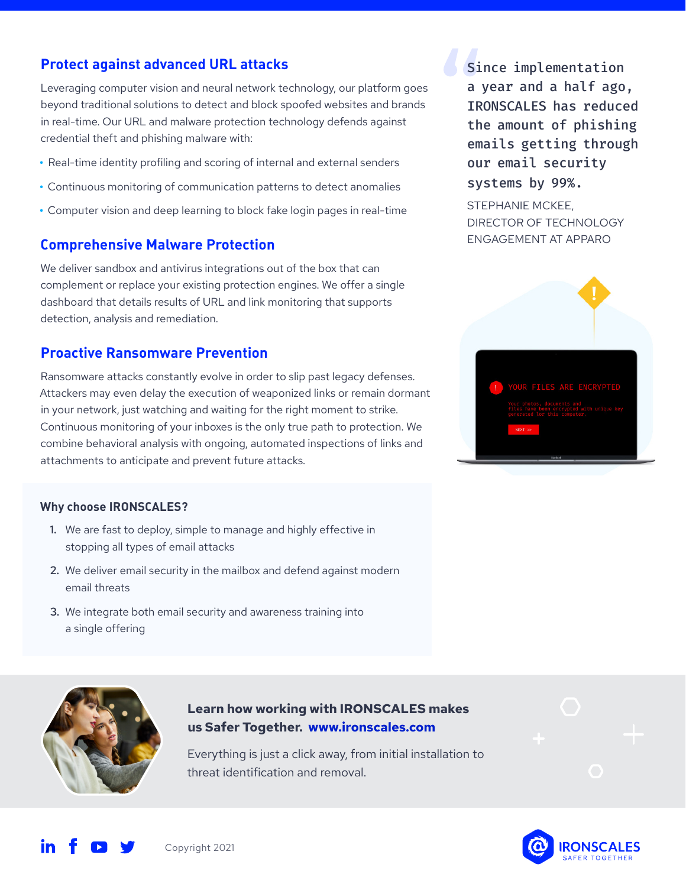## Protect against advanced URL attacks

Leveraging computer vision and neural network technology, our platform goes beyond traditional solutions to detect and block spoofed websites and brands in real-time. Our URL and malware protection technology defends against credential theft and phishing malware with:

- Real-time identity profiling and scoring of internal and external senders
- Continuous monitoring of communication patterns to detect anomalies
- Computer vision and deep learning to block fake login pages in real-time

## Comprehensive Malware Protection

We deliver sandbox and antivirus integrations out of the box that can complement or replace your existing protection engines. We offer a single dashboard that details results of URL and link monitoring that supports detection, analysis and remediation.

## Proactive Ransomware Prevention

Ransomware attacks constantly evolve in order to slip past legacy defenses. Attackers may even delay the execution of weaponized links or remain dormant in your network, just watching and waiting for the right moment to strike. Continuous monitoring of your inboxes is the only true path to protection. We combine behavioral analysis with ongoing, automated inspections of links and attachments to anticipate and prevent future attacks.

> Since implementation a year and a half ago, IRONSCALES has reduced the amount of phishing emails getting through our email security systems by 99%.
>
> STEPHANIE MCKEE, DIRECTOR OF TECHNOLOGY ENGAGEMENT AT APPARO

### Why choose IRONSCALES?

1. We are fast to deploy, simple to manage and highly effective in stopping all types of email attacks
2. We deliver email security in the mailbox and defend against modern email threats
3. We integrate both email security and awareness training into a single offering

**Learn how working with IRONSCALES makes us Safer Together. www.ironscales.com**

Everything is just a click away, from initial installation to threat identification and removal.

Copyright 2021

IRONSCALES SAFER TOGETHER